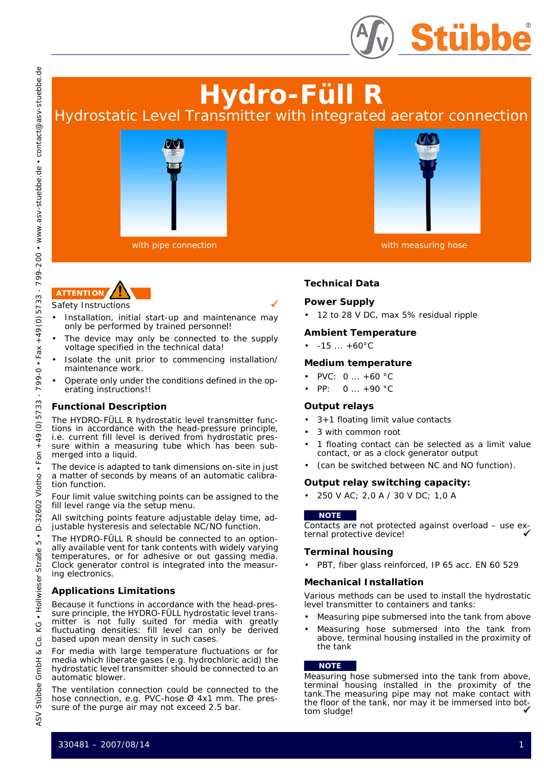# Hydro-Füll R

Hydrostatic Level Transmitter with integrated aerator connection

with pipe connection

with measuring hose

**ATTENTION**

Safety Instructions

- Installation, initial start-up and maintenance may only be performed by trained personnel!
- The device may only be connected to the supply voltage specified in the technical data!
- Isolate the unit prior to commencing installation/ maintenance work.
- Operate only under the conditions defined in the operating instructions!!

## Functional Description

The HYDRO-FÜLL R hydrostatic level transmitter functions in accordance with the head-pressure principle, i.e. current fill level is derived from hydrostatic pressure within a measuring tube which has been submerged into a liquid.

The device is adapted to tank dimensions on-site in just a matter of seconds by means of an automatic calibration function.

Four limit value switching points can be assigned to the fill level range via the setup menu.

All switching points feature adjustable delay time, adjustable hysteresis and selectable NC/NO function.

The HYDRO-FÜLL R should be connected to an optionally available vent for tank contents with widely varying temperatures, or for adhesive or out gassing media. Clock generator control is integrated into the measuring electronics.

## Applications Limitations

Because it functions in accordance with the head-pressure principle, the HYDRO-FÜLL hydrostatic level transmitter is not fully suited for media with greatly fluctuating densities: fill level can only be derived based upon mean density in such cases.

For media with large temperature fluctuations or for media which liberate gases (e.g. hydrochloric acid) the hydrostatic level transmitter should be connected to an automatic blower.

The ventilation connection could be connected to the hose connection, e.g. PVC-hose Ø 4x1 mm. The pressure of the purge air may not exceed 2.5 bar.

## Technical Data

### Power Supply

- 12 to 28 V DC, max 5% residual ripple

### Ambient Temperature

- -15 ... +60°C

### Medium temperature

- PVC: 0 ... +60 °C
- PP: 0 ... +90 °C

### Output relays

- 3+1 floating limit value contacts
- 3 with common root
- 1 floating contact can be selected as a limit value contact, or as a clock generator output
- (can be switched between NC and NO function).

### Output relay switching capacity:

- 250 V AC; 2,0 A / 30 V DC; 1,0 A

**NOTE**

Contacts are not protected against overload – use external protective device!

### Terminal housing

- PBT, fiber glass reinforced, IP 65 acc. EN 60 529

### Mechanical Installation

Various methods can be used to install the hydrostatic level transmitter to containers and tanks:

- Measuring pipe submersed into the tank from above
- Measuring hose submersed into the tank from above, terminal housing installed in the proximity of the tank

**NOTE**

Measuring hose submersed into the tank from above, terminal housing installed in the proximity of the tank.The measuring pipe may not make contact with the floor of the tank, nor may it be immersed into bottom sludge!

330481 – 2007/08/14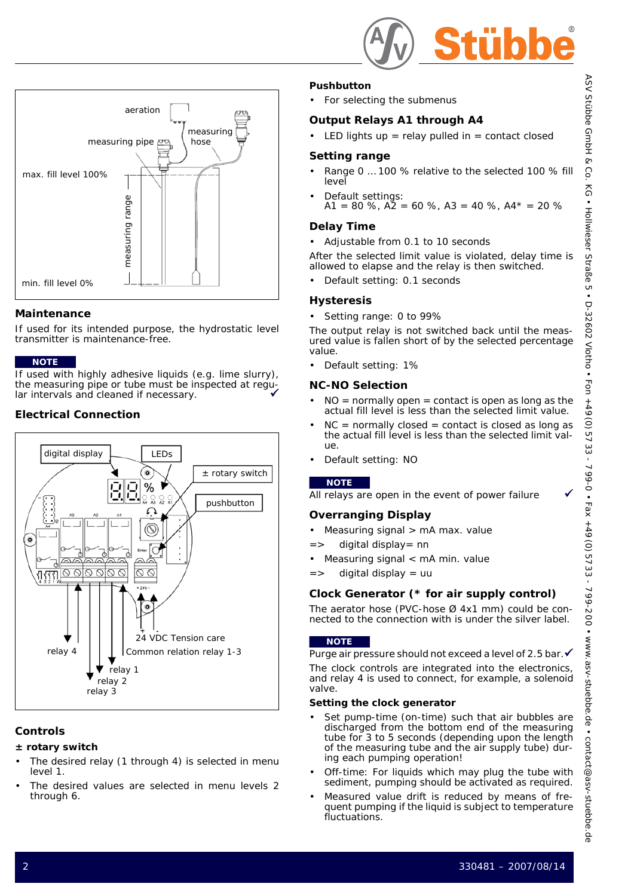aeration

measuring pipe

measuring hose

max. fill level 100%

measuring range

min. fill level 0%

## Maintenance

If used for its intended purpose, the hydrostatic level transmitter is maintenance-free.

**NOTE**

If used with highly adhesive liquids (e.g. lime slurry), the measuring pipe or tube must be inspected at regular intervals and cleaned if necessary. ✓

## Electrical Connection

digital display

LEDs

± rotary switch

pushbutton

24 VDC Tension care

Common relation relay 1-3

relay 4

relay 1

relay 2

relay 3

## Controls

### ± rotary switch

- The desired relay (1 through 4) is selected in menu level 1.
- The desired values are selected in menu levels 2 through 6.

### Pushbutton

- For selecting the submenus

## Output Relays A1 through A4

- LED lights up = relay pulled in = contact closed

## Setting range

- Range 0 ... 100 % relative to the selected 100 % fill level
- Default settings:
  A1 = 80 %, A2 = 60 %, A3 = 40 %, A4* = 20 %

## Delay Time

- Adjustable from 0.1 to 10 seconds

After the selected limit value is violated, delay time is allowed to elapse and the relay is then switched.

- Default setting: 0.1 seconds

## Hysteresis

- Setting range: 0 to 99%

The output relay is not switched back until the measured value is fallen short of by the selected percentage value.

- Default setting: 1%

## NC-NO Selection

- NO = normally open = contact is open as long as the actual fill level is less than the selected limit value.
- NC = normally closed = contact is closed as long as the actual fill level is less than the selected limit value.
- Default setting: NO

**NOTE**

All relays are open in the event of power failure ✓

## Overranging Display

- Measuring signal > mA max. value

=> digital display= nn

- Measuring signal < mA min. value

=> digital display = uu

## Clock Generator (* for air supply control)

The aerator hose (PVC-hose Ø 4x1 mm) could be connected to the connection with is under the silver label.

**NOTE**

Purge air pressure should not exceed a level of 2.5 bar. ✓

The clock controls are integrated into the electronics, and relay 4 is used to connect, for example, a solenoid valve.

### Setting the clock generator

- Set pump-time (on-time) such that air bubbles are discharged from the bottom end of the measuring tube for 3 to 5 seconds (depending upon the length of the measuring tube and the air supply tube) during each pumping operation!
- Off-time: For liquids which may plug the tube with sediment, pumping should be activated as required.
- Measured value drift is reduced by means of frequent pumping if the liquid is subject to temperature fluctuations.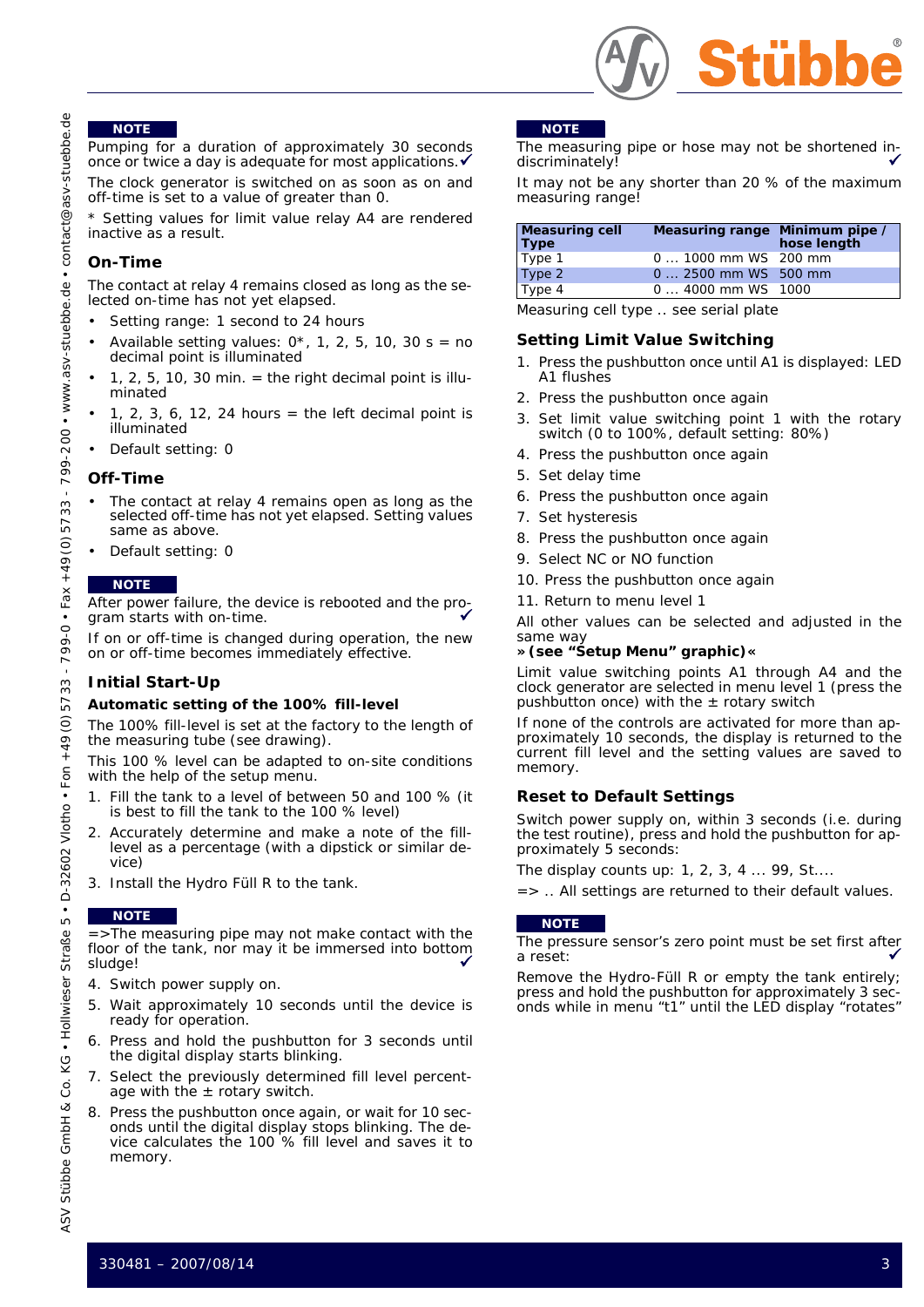**NOTE**

Pumping for a duration of approximately 30 seconds once or twice a day is adequate for most applications. ✓

The clock generator is switched on as soon as on and off-time is set to a value of greater than 0.

* Setting values for limit value relay A4 are rendered inactive as a result.

### On-Time

The contact at relay 4 remains closed as long as the selected on-time has not yet elapsed.

- Setting range: 1 second to 24 hours
- Available setting values: 0*, 1, 2, 5, 10, 30 s = no decimal point is illuminated
- 1, 2, 5, 10, 30 min. = the right decimal point is illuminated
- 1, 2, 3, 6, 12, 24 hours = the left decimal point is illuminated
- Default setting: 0

### Off-Time

- The contact at relay 4 remains open as long as the selected off-time has not yet elapsed. Setting values same as above.
- Default setting: 0

**NOTE**

After power failure, the device is rebooted and the program starts with on-time. ✓

If on or off-time is changed during operation, the new on or off-time becomes immediately effective.

### Initial Start-Up

#### Automatic setting of the 100% fill-level

The 100% fill-level is set at the factory to the length of the measuring tube (see drawing).

This 100 % level can be adapted to on-site conditions with the help of the setup menu.

1. Fill the tank to a level of between 50 and 100 % (it is best to fill the tank to the 100 % level)
2. Accurately determine and make a note of the fill-level as a percentage (with a dipstick or similar device)
3. Install the Hydro Füll R to the tank.

**NOTE**

=>The measuring pipe may not make contact with the floor of the tank, nor may it be immersed into bottom sludge! ✓

4. Switch power supply on.
5. Wait approximately 10 seconds until the device is ready for operation.
6. Press and hold the pushbutton for 3 seconds until the digital display starts blinking.
7. Select the previously determined fill level percentage with the ± rotary switch.
8. Press the pushbutton once again, or wait for 10 seconds until the digital display stops blinking. The device calculates the 100 % fill level and saves it to memory.

**NOTE**

The measuring pipe or hose may not be shortened indiscriminately! ✓

It may not be any shorter than 20 % of the maximum measuring range!

| Measuring cell Type | Measuring range | Minimum pipe / hose length |
|---|---|---|
| Type 1 | 0 ... 1000 mm WS | 200 mm |
| Type 2 | 0 ... 2500 mm WS | 500 mm |
| Type 4 | 0 ... 4000 mm WS | 1000 |

Measuring cell type .. see serial plate

### Setting Limit Value Switching

1. Press the pushbutton once until A1 is displayed: LED A1 flushes
2. Press the pushbutton once again
3. Set limit value switching point 1 with the rotary switch (0 to 100%, default setting: 80%)
4. Press the pushbutton once again
5. Set delay time
6. Press the pushbutton once again
7. Set hysteresis
8. Press the pushbutton once again
9. Select NC or NO function
10. Press the pushbutton once again
11. Return to menu level 1

All other values can be selected and adjusted in the same way
**» (see “Setup Menu” graphic)«**

Limit value switching points A1 through A4 and the clock generator are selected in menu level 1 (press the pushbutton once) with the ± rotary switch

If none of the controls are activated for more than approximately 10 seconds, the display is returned to the current fill level and the setting values are saved to memory.

### Reset to Default Settings

Switch power supply on, within 3 seconds (i.e. during the test routine), press and hold the pushbutton for approximately 5 seconds:

The display counts up: 1, 2, 3, 4 ... 99, St....

=> .. All settings are returned to their default values.

**NOTE**

The pressure sensor’s zero point must be set first after a reset: ✓

Remove the Hydro-Füll R or empty the tank entirely; press and hold the pushbutton for approximately 3 seconds while in menu “t1” until the LED display “rotates”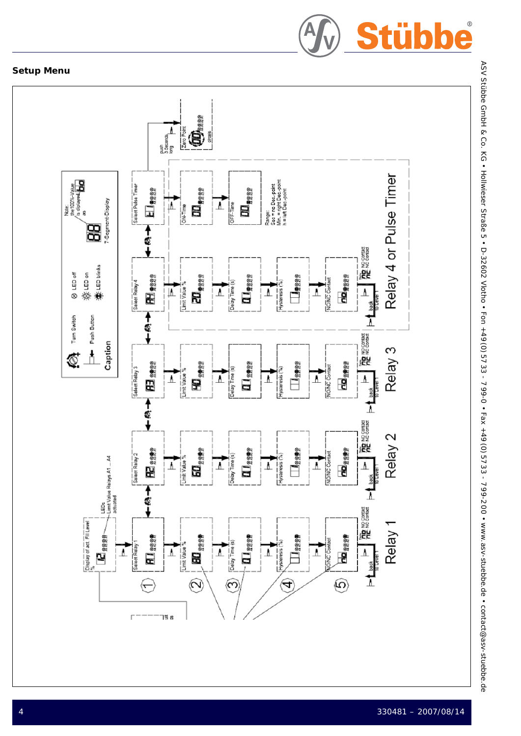## Setup Menu

Display of act. Fill Level %

LEDs Limit Value Relays A1 ... A4 actuated

Caption

Turn Switch

Push Button

LED off

LED on

LED blinks

7-Segment-Display

Note: the 100%-Value is displayed as

Select Relay 1

Select Relay 2

Select Relay 3

Select Relay 4

Select Pulse Timer

push 3 Seconds long

Zero Point

Limit Value %

Delay Time (s)

Hysteresis (%)

NO/NC Contact

NO contact

NC contact

back to Level

ON-Time

OFF-Time

Range:
Sec = no Dec.-point
Min. = right Dec.-point
h = left Dec.-point

Relay 1

Relay 2

Relay 3

Relay 4 or Pulse Timer

① ② ③ ④ ⑤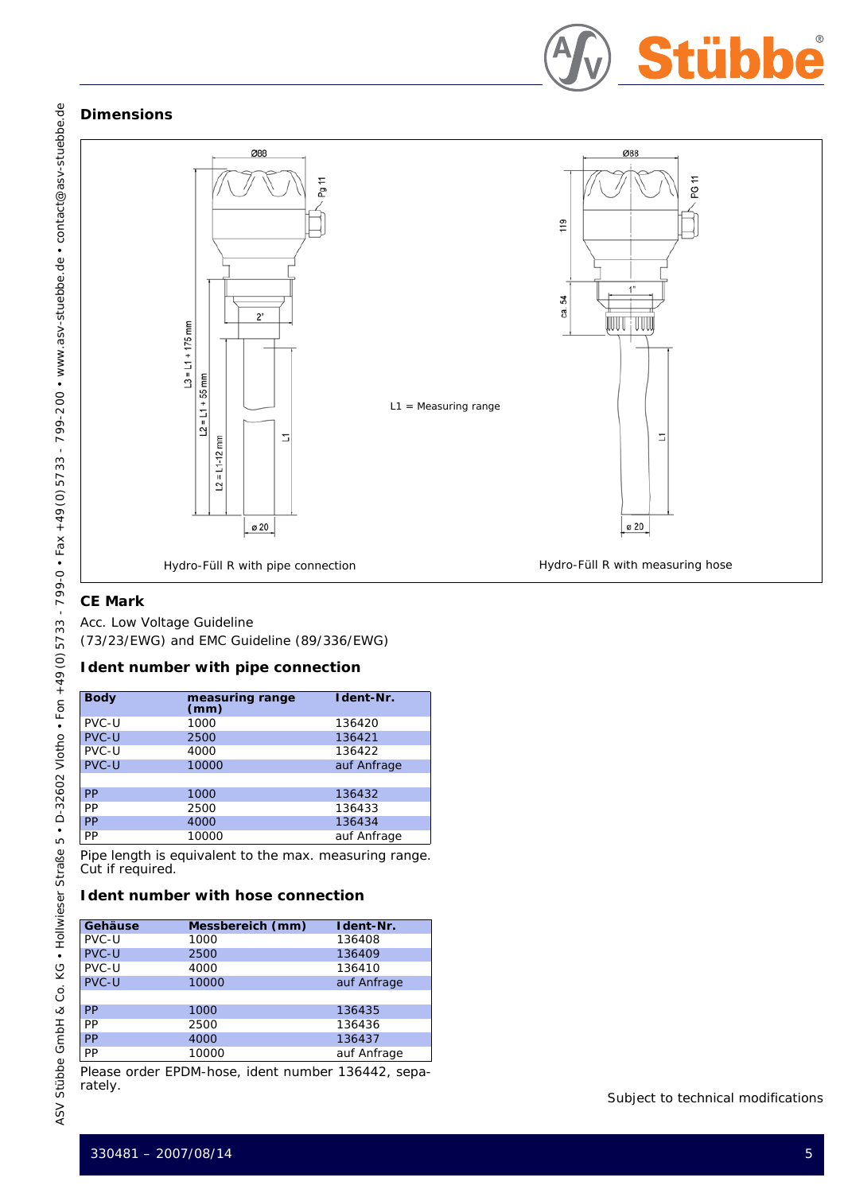## Dimensions

L1 = Measuring range

Hydro-Füll R with pipe connection

Hydro-Füll R with measuring hose

## CE Mark

Acc. Low Voltage Guideline
(73/23/EWG) and EMC Guideline (89/336/EWG)

## Ident number with pipe connection

| Body | measuring range (mm) | Ident-Nr. |
|---|---|---|
| PVC-U | 1000 | 136420 |
| PVC-U | 2500 | 136421 |
| PVC-U | 4000 | 136422 |
| PVC-U | 10000 | auf Anfrage |
| | | |
| PP | 1000 | 136432 |
| PP | 2500 | 136433 |
| PP | 4000 | 136434 |
| PP | 10000 | auf Anfrage |

Pipe length is equivalent to the max. measuring range. Cut if required.

## Ident number with hose connection

| Gehäuse | Messbereich (mm) | Ident-Nr. |
|---|---|---|
| PVC-U | 1000 | 136408 |
| PVC-U | 2500 | 136409 |
| PVC-U | 4000 | 136410 |
| PVC-U | 10000 | auf Anfrage |
| | | |
| PP | 1000 | 136435 |
| PP | 2500 | 136436 |
| PP | 4000 | 136437 |
| PP | 10000 | auf Anfrage |

Please order EPDM-hose, ident number 136442, separately.

Subject to technical modifications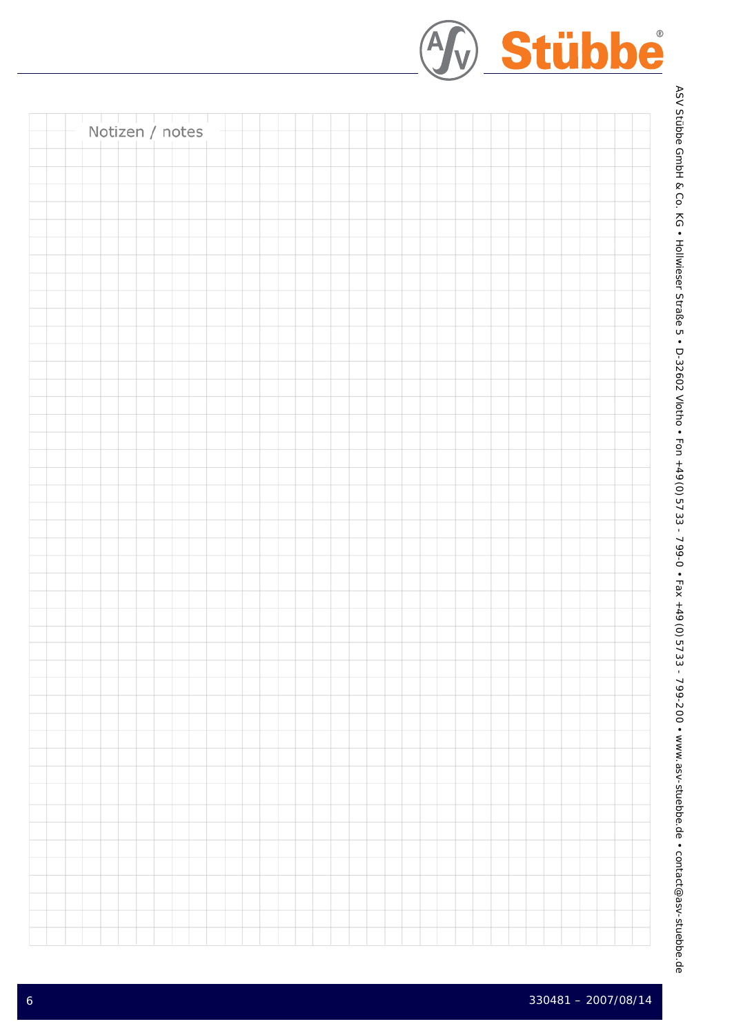Notizen / notes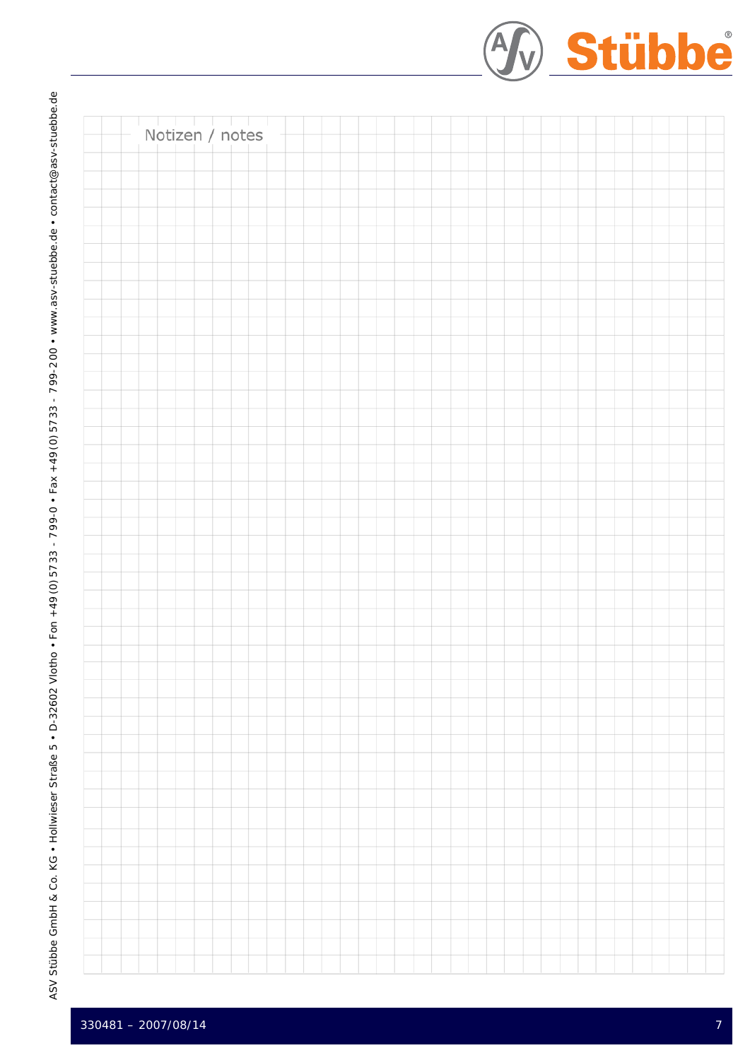Notizen / notes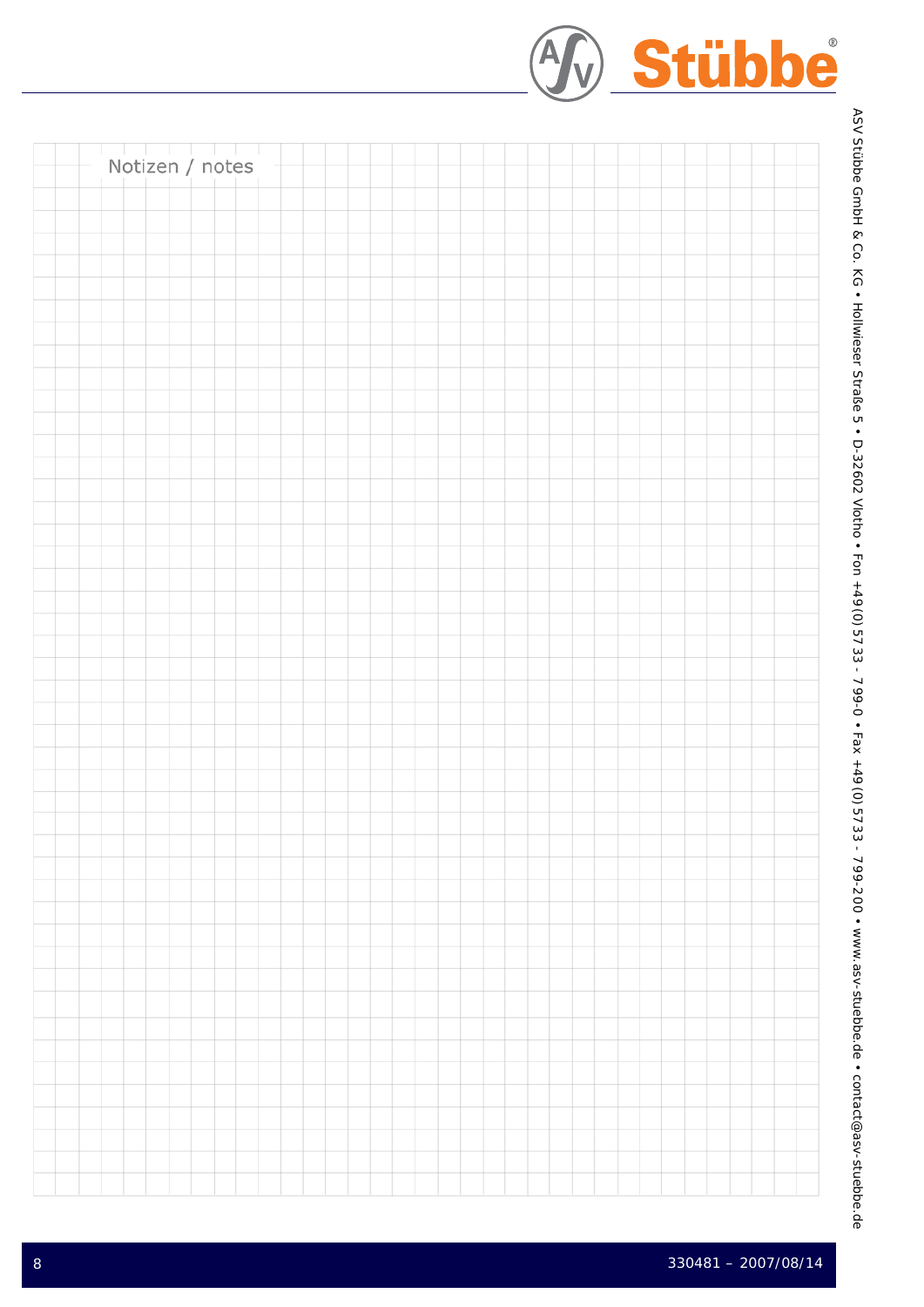Notizen / notes